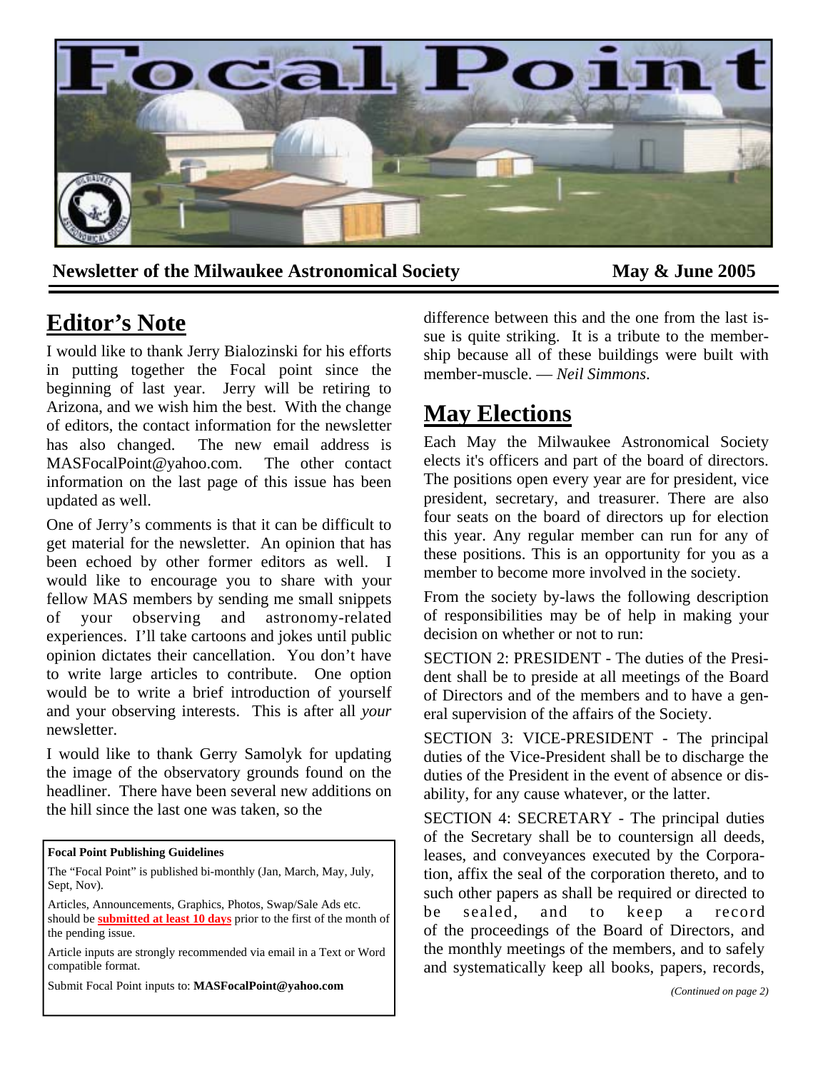# Focal Point

**Newsletter of the Milwaukee Astronomical Society** **May & June 2005**

## Editor's Note

I would like to thank Jerry Bialozinski for his efforts in putting together the Focal point since the beginning of last year. Jerry will be retiring to Arizona, and we wish him the best. With the change of editors, the contact information for the newsletter has also changed. The new email address is MASFocalPoint@yahoo.com. The other contact information on the last page of this issue has been updated as well.

One of Jerry's comments is that it can be difficult to get material for the newsletter. An opinion that has been echoed by other former editors as well. I would like to encourage you to share with your fellow MAS members by sending me small snippets of your observing and astronomy-related experiences. I'll take cartoons and jokes until public opinion dictates their cancellation. You don't have to write large articles to contribute. One option would be to write a brief introduction of yourself and your observing interests. This is after all *your* newsletter.

I would like to thank Gerry Samolyk for updating the image of the observatory grounds found on the headliner. There have been several new additions on the hill since the last one was taken, so the difference between this and the one from the last issue is quite striking. It is a tribute to the membership because all of these buildings were built with member-muscle. — *Neil Simmons*.

**Focal Point Publishing Guidelines**

The "Focal Point" is published bi-monthly (Jan, March, May, July, Sept, Nov).

Articles, Announcements, Graphics, Photos, Swap/Sale Ads etc. should be **submitted at least 10 days** prior to the first of the month of the pending issue.

Article inputs are strongly recommended via email in a Text or Word compatible format.

Submit Focal Point inputs to: **MASFocalPoint@yahoo.com**

## May Elections

Each May the Milwaukee Astronomical Society elects it's officers and part of the board of directors. The positions open every year are for president, vice president, secretary, and treasurer. There are also four seats on the board of directors up for election this year. Any regular member can run for any of these positions. This is an opportunity for you as a member to become more involved in the society.

From the society by-laws the following description of responsibilities may be of help in making your decision on whether or not to run:

SECTION 2: PRESIDENT - The duties of the President shall be to preside at all meetings of the Board of Directors and of the members and to have a general supervision of the affairs of the Society.

SECTION 3: VICE-PRESIDENT - The principal duties of the Vice-President shall be to discharge the duties of the President in the event of absence or disability, for any cause whatever, or the latter.

SECTION 4: SECRETARY - The principal duties of the Secretary shall be to countersign all deeds, leases, and conveyances executed by the Corporation, affix the seal of the corporation thereto, and to such other papers as shall be required or directed to be sealed, and to keep a record of the proceedings of the Board of Directors, and the monthly meetings of the members, and to safely and systematically keep all books, papers, records,

*(Continued on page 2)*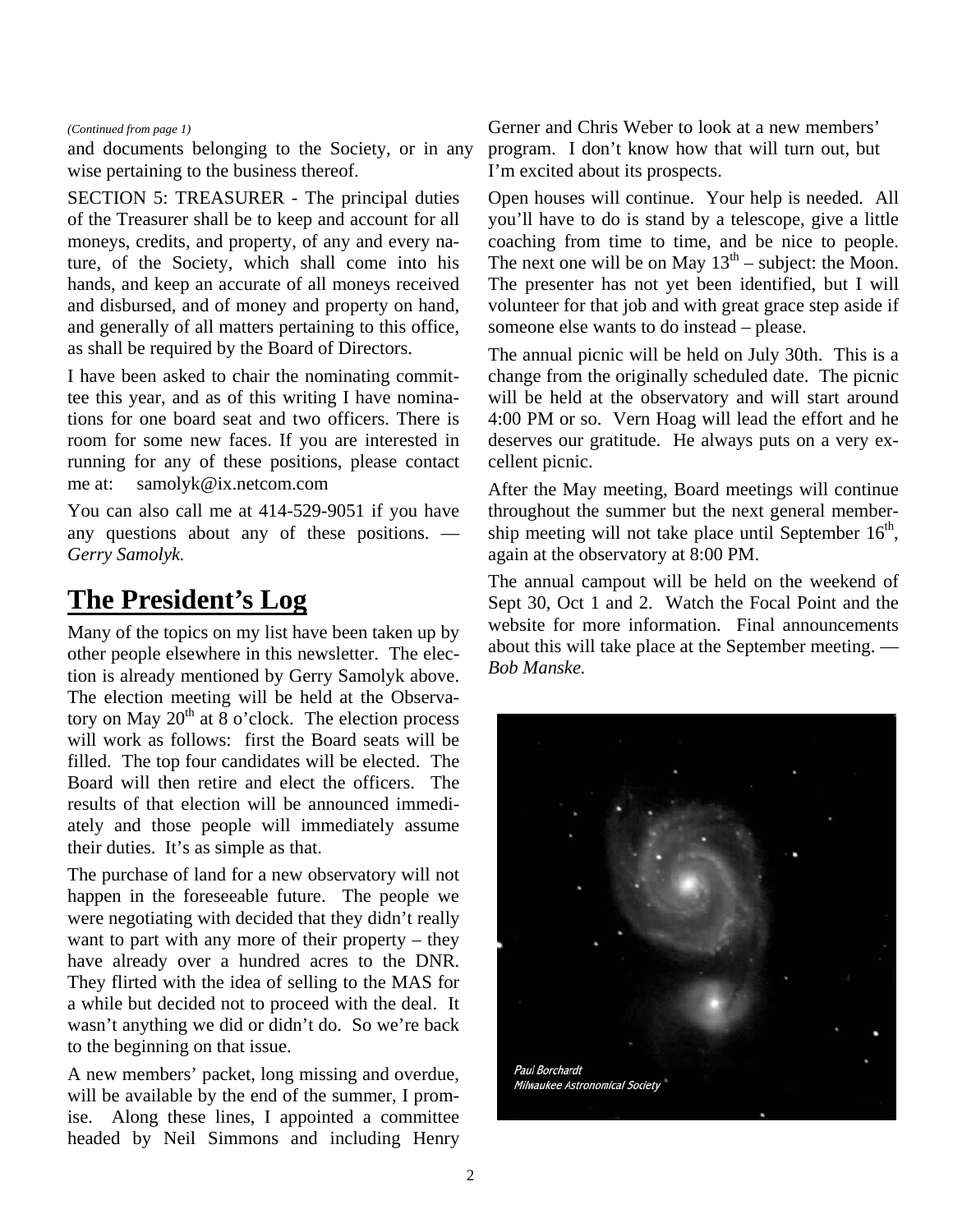*(Continued from page 1)*

and documents belonging to the Society, or in any wise pertaining to the business thereof.

SECTION 5: TREASURER - The principal duties of the Treasurer shall be to keep and account for all moneys, credits, and property, of any and every nature, of the Society, which shall come into his hands, and keep an accurate of all moneys received and disbursed, and of money and property on hand, and generally of all matters pertaining to this office, as shall be required by the Board of Directors.

I have been asked to chair the nominating committee this year, and as of this writing I have nominations for one board seat and two officers. There is room for some new faces. If you are interested in running for any of these positions, please contact me at: samolyk@ix.netcom.com

You can also call me at 414-529-9051 if you have any questions about any of these positions. — *Gerry Samolyk.*

# The President's Log

Many of the topics on my list have been taken up by other people elsewhere in this newsletter. The election is already mentioned by Gerry Samolyk above. The election meeting will be held at the Observatory on May 20th at 8 o'clock. The election process will work as follows: first the Board seats will be filled. The top four candidates will be elected. The Board will then retire and elect the officers. The results of that election will be announced immediately and those people will immediately assume their duties. It's as simple as that.

The purchase of land for a new observatory will not happen in the foreseeable future. The people we were negotiating with decided that they didn't really want to part with any more of their property – they have already over a hundred acres to the DNR. They flirted with the idea of selling to the MAS for a while but decided not to proceed with the deal. It wasn't anything we did or didn't do. So we're back to the beginning on that issue.

A new members' packet, long missing and overdue, will be available by the end of the summer, I promise. Along these lines, I appointed a committee headed by Neil Simmons and including Henry Gerner and Chris Weber to look at a new members' program. I don't know how that will turn out, but I'm excited about its prospects.

Open houses will continue. Your help is needed. All you'll have to do is stand by a telescope, give a little coaching from time to time, and be nice to people. The next one will be on May 13th – subject: the Moon. The presenter has not yet been identified, but I will volunteer for that job and with great grace step aside if someone else wants to do instead – please.

The annual picnic will be held on July 30th. This is a change from the originally scheduled date. The picnic will be held at the observatory and will start around 4:00 PM or so. Vern Hoag will lead the effort and he deserves our gratitude. He always puts on a very excellent picnic.

After the May meeting, Board meetings will continue throughout the summer but the next general membership meeting will not take place until September 16th, again at the observatory at 8:00 PM.

The annual campout will be held on the weekend of Sept 30, Oct 1 and 2. Watch the Focal Point and the website for more information. Final announcements about this will take place at the September meeting. — *Bob Manske.*

*Paul Borchardt*
*Milwaukee Astronomical Society*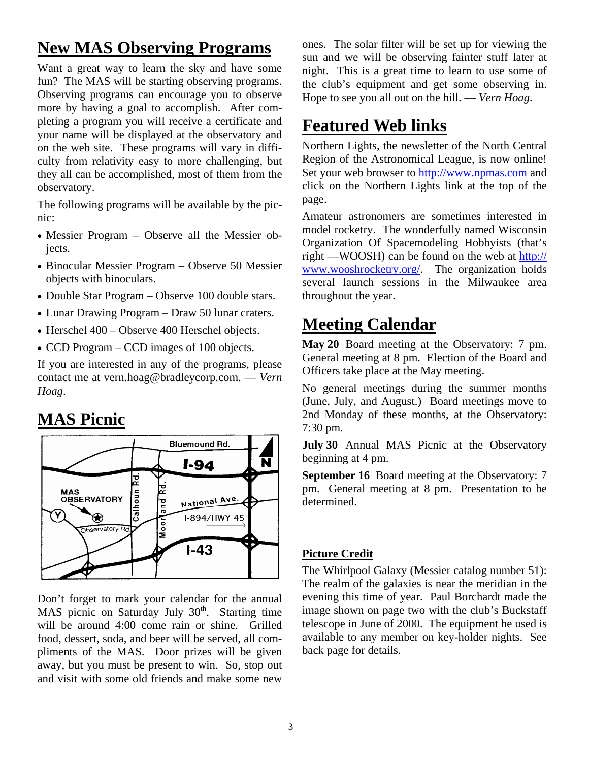## New MAS Observing Programs

Want a great way to learn the sky and have some fun? The MAS will be starting observing programs. Observing programs can encourage you to observe more by having a goal to accomplish. After completing a program you will receive a certificate and your name will be displayed at the observatory and on the web site. These programs will vary in difficulty from relativity easy to more challenging, but they all can be accomplished, most of them from the observatory.

The following programs will be available by the picnic:

- Messier Program – Observe all the Messier objects.
- Binocular Messier Program – Observe 50 Messier objects with binoculars.
- Double Star Program – Observe 100 double stars.
- Lunar Drawing Program – Draw 50 lunar craters.
- Herschel 400 – Observe 400 Herschel objects.
- CCD Program – CCD images of 100 objects.

If you are interested in any of the programs, please contact me at vern.hoag@bradleycorp.com. — *Vern Hoag*.

## MAS Picnic

Don't forget to mark your calendar for the annual MAS picnic on Saturday July 30th. Starting time will be around 4:00 come rain or shine. Grilled food, dessert, soda, and beer will be served, all compliments of the MAS. Door prizes will be given away, but you must be present to win. So, stop out and visit with some old friends and make some new ones. The solar filter will be set up for viewing the sun and we will be observing fainter stuff later at night. This is a great time to learn to use some of the club's equipment and get some observing in. Hope to see you all out on the hill. — *Vern Hoag*.

## Featured Web links

Northern Lights, the newsletter of the North Central Region of the Astronomical League, is now online! Set your web browser to http://www.npmas.com and click on the Northern Lights link at the top of the page.

Amateur astronomers are sometimes interested in model rocketry. The wonderfully named Wisconsin Organization Of Spacemodeling Hobbyists (that's right —WOOSH) can be found on the web at http://www.wooshrocketry.org/. The organization holds several launch sessions in the Milwaukee area throughout the year.

## Meeting Calendar

**May 20** Board meeting at the Observatory: 7 pm. General meeting at 8 pm. Election of the Board and Officers take place at the May meeting.

No general meetings during the summer months (June, July, and August.) Board meetings move to 2nd Monday of these months, at the Observatory: 7:30 pm.

**July 30** Annual MAS Picnic at the Observatory beginning at 4 pm.

**September 16** Board meeting at the Observatory: 7 pm. General meeting at 8 pm. Presentation to be determined.

### Picture Credit

The Whirlpool Galaxy (Messier catalog number 51): The realm of the galaxies is near the meridian in the evening this time of year. Paul Borchardt made the image shown on page two with the club's Buckstaff telescope in June of 2000. The equipment he used is available to any member on key-holder nights. See back page for details.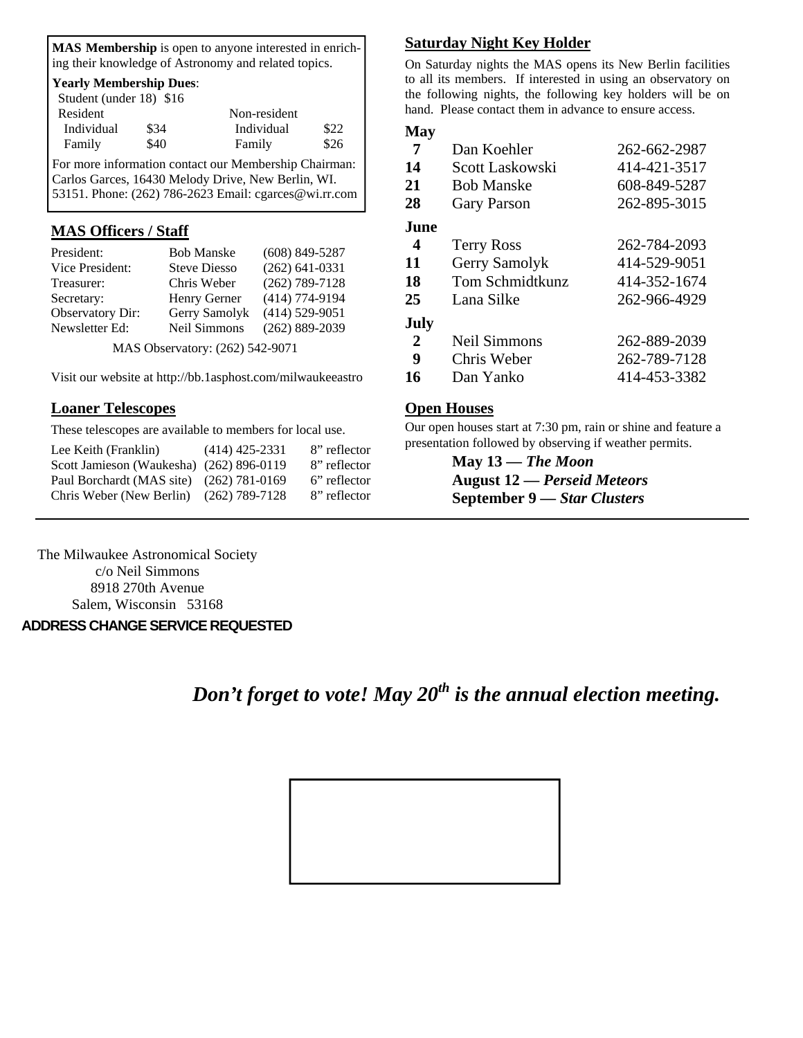**MAS Membership** is open to anyone interested in enriching their knowledge of Astronomy and related topics.

**Yearly Membership Dues**:

Student (under 18) $16

| Resident | | Non-resident | |
|---|---|---|---|
| Individual | $34 | Individual | $22 |
| Family | $40 | Family | $26 |

For more information contact our Membership Chairman: Carlos Garces, 16430 Melody Drive, New Berlin, WI. 53151. Phone: (262) 786-2623 Email: cgarces@wi.rr.com

## MAS Officers / Staff

| | | |
|---|---|---|
| President: | Bob Manske | (608) 849-5287 |
| Vice President: | Steve Diesso | (262) 641-0331 |
| Treasurer: | Chris Weber | (262) 789-7128 |
| Secretary: | Henry Gerner | (414) 774-9194 |
| Observatory Dir: | Gerry Samolyk | (414) 529-9051 |
| Newsletter Ed: | Neil Simmons | (262) 889-2039 |

MAS Observatory: (262) 542-9071

Visit our website at http://bb.1asphost.com/milwaukeeastro

## Loaner Telescopes

These telescopes are available to members for local use.

| | | |
|---|---|---|
| Lee Keith (Franklin) | (414) 425-2331 | 8" reflector |
| Scott Jamieson (Waukesha) | (262) 896-0119 | 8" reflector |
| Paul Borchardt (MAS site) | (262) 781-0169 | 6" reflector |
| Chris Weber (New Berlin) | (262) 789-7128 | 8" reflector |

## Saturday Night Key Holder

On Saturday nights the MAS opens its New Berlin facilities to all its members. If interested in using an observatory on the following nights, the following key holders will be on hand. Please contact them in advance to ensure access.

**May**

| | | |
|---|---|---|
| **7** | Dan Koehler | 262-662-2987 |
| **14** | Scott Laskowski | 414-421-3517 |
| **21** | Bob Manske | 608-849-5287 |
| **28** | Gary Parson | 262-895-3015 |

**June**

| | | |
|---|---|---|
| **4** | Terry Ross | 262-784-2093 |
| **11** | Gerry Samolyk | 414-529-9051 |
| **18** | Tom Schmidtkunz | 414-352-1674 |
| **25** | Lana Silke | 262-966-4929 |

**July**

| | | |
|---|---|---|
| **2** | Neil Simmons | 262-889-2039 |
| **9** | Chris Weber | 262-789-7128 |
| **16** | Dan Yanko | 414-453-3382 |

## Open Houses

Our open houses start at 7:30 pm, rain or shine and feature a presentation followed by observing if weather permits.

**May 13 — *The Moon***
**August 12 — *Perseid Meteors***
**September 9 — *Star Clusters***

The Milwaukee Astronomical Society
c/o Neil Simmons
8918 270th Avenue
Salem, Wisconsin 53168

**ADDRESS CHANGE SERVICE REQUESTED**

***Don't forget to vote! May 20th is the annual election meeting.***